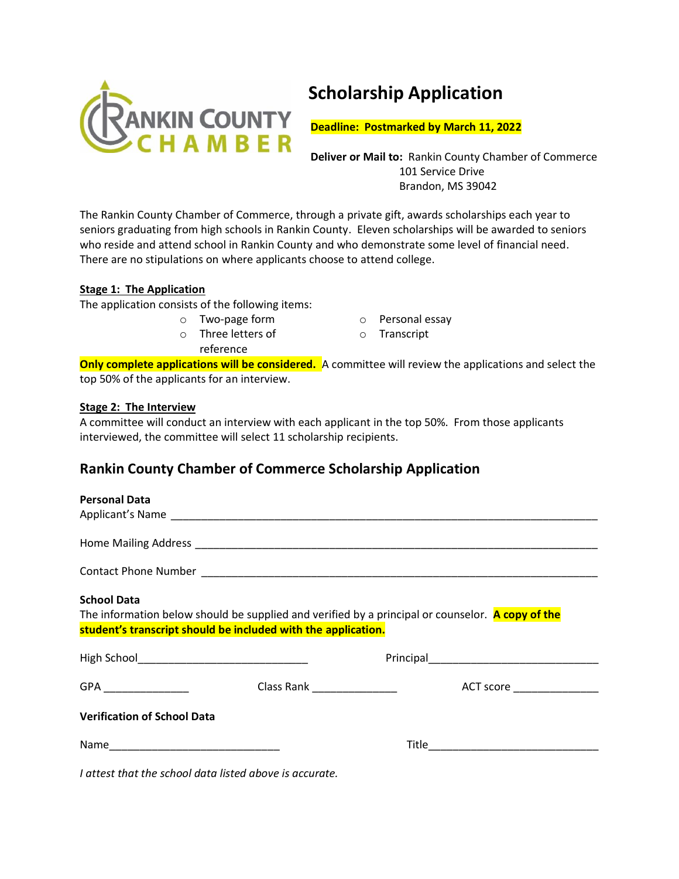# Scholarship Application

**Deadline: Postmarked by March 11, 2022**

**Deliver or Mail to:** Rankin County Chamber of Commerce
101 Service Drive
Brandon, MS 39042

The Rankin County Chamber of Commerce, through a private gift, awards scholarships each year to seniors graduating from high schools in Rankin County. Eleven scholarships will be awarded to seniors who reside and attend school in Rankin County and who demonstrate some level of financial need. There are no stipulations on where applicants choose to attend college.

**Stage 1: The Application**

The application consists of the following items:

- Two-page form
- Three letters of reference
- Personal essay
- Transcript

**Only complete applications will be considered.** A committee will review the applications and select the top 50% of the applicants for an interview.

**Stage 2: The Interview**

A committee will conduct an interview with each applicant in the top 50%. From those applicants interviewed, the committee will select 11 scholarship recipients.

## Rankin County Chamber of Commerce Scholarship Application

**Personal Data**

Applicant's Name ________________________________________________

Home Mailing Address ________________________________________________

Contact Phone Number ________________________________________________

**School Data**

The information below should be supplied and verified by a principal or counselor. **A copy of the student's transcript should be included with the application.**

High School____________________________ Principal____________________________

GPA ______________ Class Rank ______________ ACT score ______________

**Verification of School Data**

Name____________________________ Title____________________________

*I attest that the school data listed above is accurate.*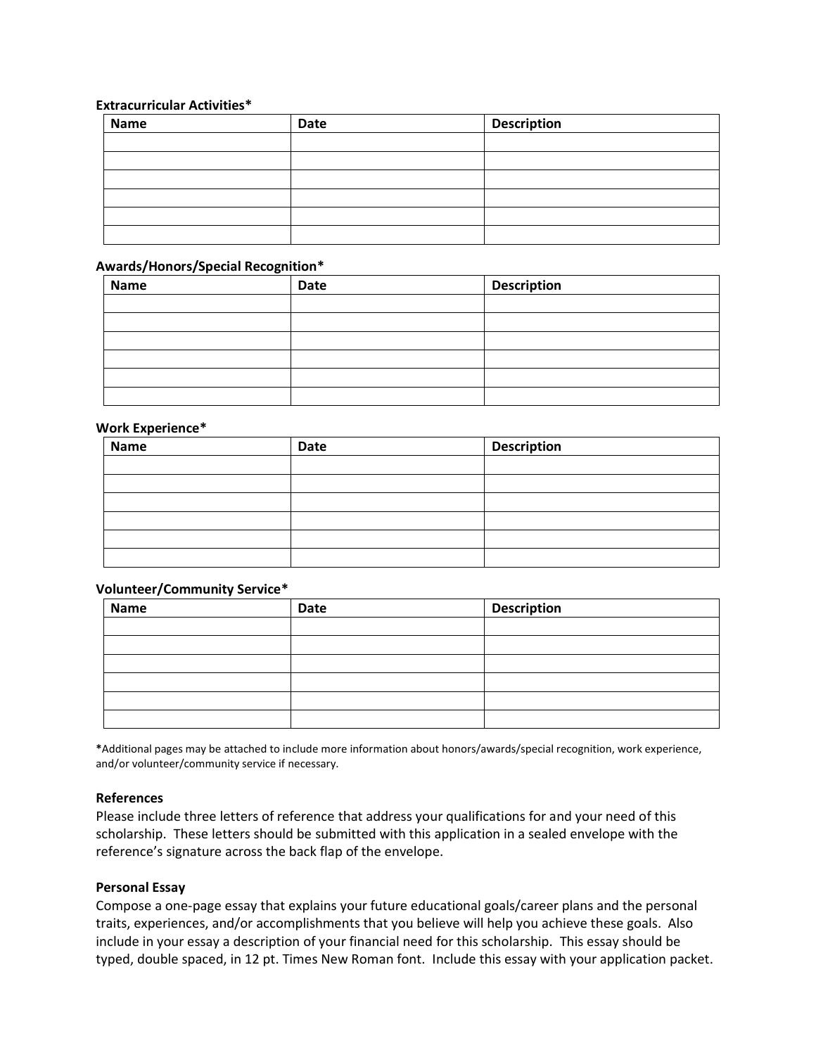**Extracurricular Activities***

| Name | Date | Description |
|---|---|---|
| | | |
| | | |
| | | |
| | | |
| | | |
| | | |

**Awards/Honors/Special Recognition***

| Name | Date | Description |
|---|---|---|
| | | |
| | | |
| | | |
| | | |
| | | |
| | | |

**Work Experience***

| Name | Date | Description |
|---|---|---|
| | | |
| | | |
| | | |
| | | |
| | | |
| | | |

**Volunteer/Community Service***

| Name | Date | Description |
|---|---|---|
| | | |
| | | |
| | | |
| | | |
| | | |
| | | |

***Additional pages may be attached to include more information about honors/awards/special recognition, work experience, and/or volunteer/community service if necessary.

**References**

Please include three letters of reference that address your qualifications for and your need of this scholarship. These letters should be submitted with this application in a sealed envelope with the reference's signature across the back flap of the envelope.

**Personal Essay**

Compose a one-page essay that explains your future educational goals/career plans and the personal traits, experiences, and/or accomplishments that you believe will help you achieve these goals. Also include in your essay a description of your financial need for this scholarship. This essay should be typed, double spaced, in 12 pt. Times New Roman font. Include this essay with your application packet.